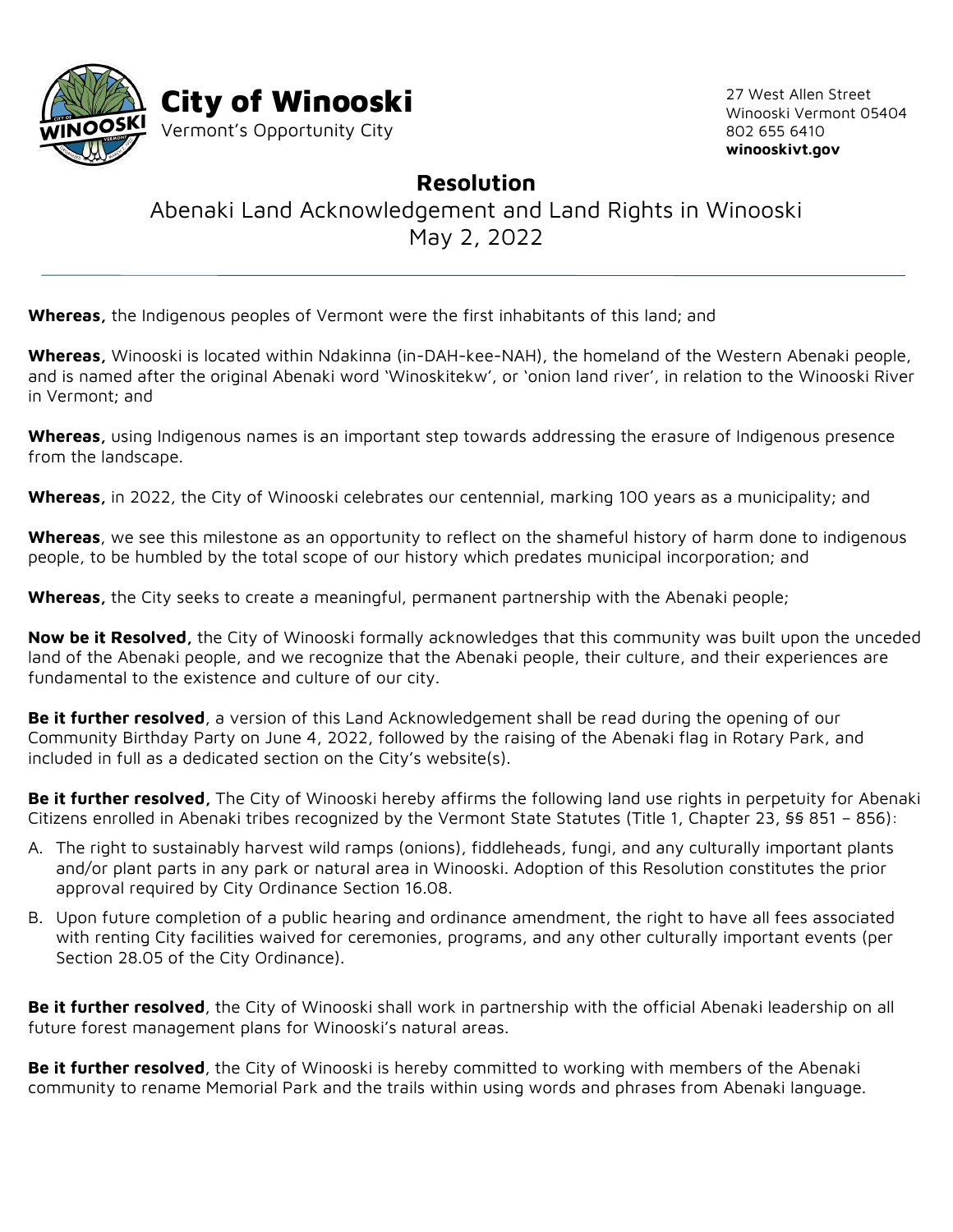# City of Winooski

Vermont's Opportunity City

27 West Allen Street
Winooski Vermont 05404
802 655 6410
**winooskivt.gov**

## Resolution

Abenaki Land Acknowledgement and Land Rights in Winooski
May 2, 2022

---

**Whereas,** the Indigenous peoples of Vermont were the first inhabitants of this land; and

**Whereas,** Winooski is located within Ndakinna (in-DAH-kee-NAH), the homeland of the Western Abenaki people, and is named after the original Abenaki word 'Winoskitekw', or 'onion land river', in relation to the Winooski River in Vermont; and

**Whereas,** using Indigenous names is an important step towards addressing the erasure of Indigenous presence from the landscape.

**Whereas,** in 2022, the City of Winooski celebrates our centennial, marking 100 years as a municipality; and

**Whereas**, we see this milestone as an opportunity to reflect on the shameful history of harm done to indigenous people, to be humbled by the total scope of our history which predates municipal incorporation; and

**Whereas,** the City seeks to create a meaningful, permanent partnership with the Abenaki people;

**Now be it Resolved,** the City of Winooski formally acknowledges that this community was built upon the unceded land of the Abenaki people, and we recognize that the Abenaki people, their culture, and their experiences are fundamental to the existence and culture of our city.

**Be it further resolved**, a version of this Land Acknowledgement shall be read during the opening of our Community Birthday Party on June 4, 2022, followed by the raising of the Abenaki flag in Rotary Park, and included in full as a dedicated section on the City's website(s).

**Be it further resolved,** The City of Winooski hereby affirms the following land use rights in perpetuity for Abenaki Citizens enrolled in Abenaki tribes recognized by the Vermont State Statutes (Title 1, Chapter 23, §§ 851 – 856):

A. The right to sustainably harvest wild ramps (onions), fiddleheads, fungi, and any culturally important plants and/or plant parts in any park or natural area in Winooski. Adoption of this Resolution constitutes the prior approval required by City Ordinance Section 16.08.
B. Upon future completion of a public hearing and ordinance amendment, the right to have all fees associated with renting City facilities waived for ceremonies, programs, and any other culturally important events (per Section 28.05 of the City Ordinance).

**Be it further resolved**, the City of Winooski shall work in partnership with the official Abenaki leadership on all future forest management plans for Winooski's natural areas.

**Be it further resolved**, the City of Winooski is hereby committed to working with members of the Abenaki community to rename Memorial Park and the trails within using words and phrases from Abenaki language.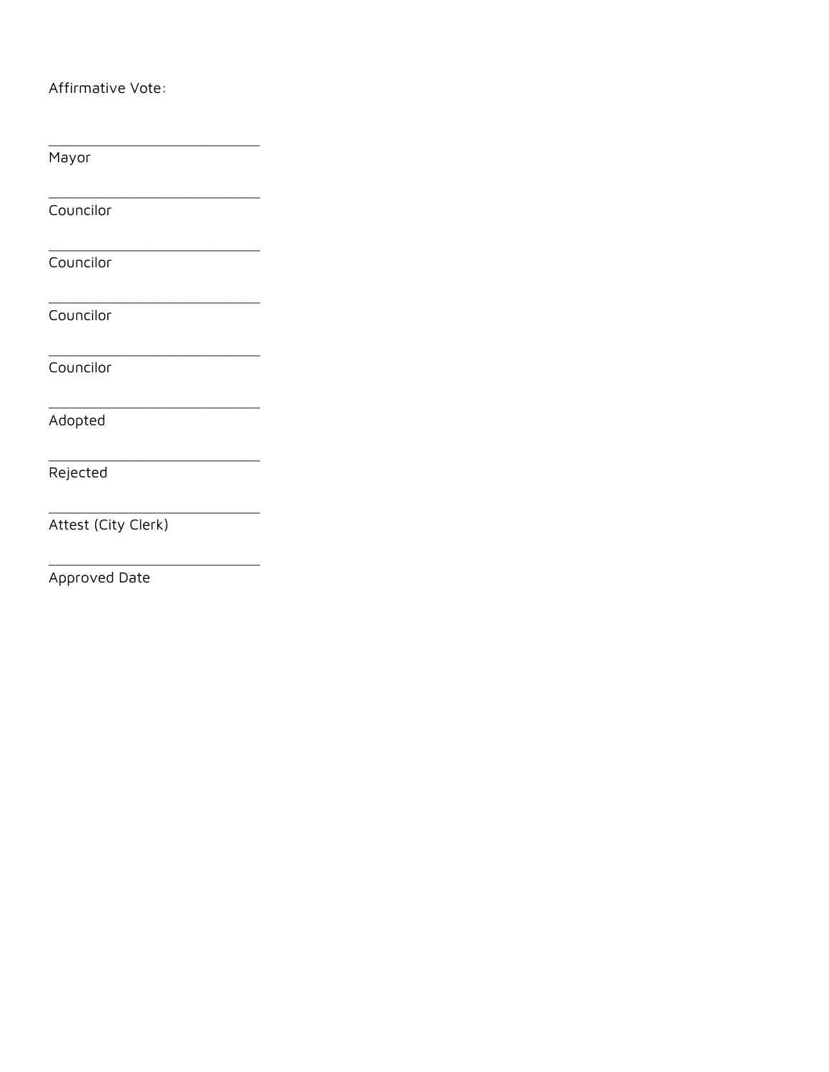Affirmative Vote:

___________________________
Mayor

___________________________
Councilor

___________________________
Councilor

___________________________
Councilor

___________________________
Councilor

___________________________
Adopted

___________________________
Rejected

___________________________
Attest (City Clerk)

___________________________
Approved Date